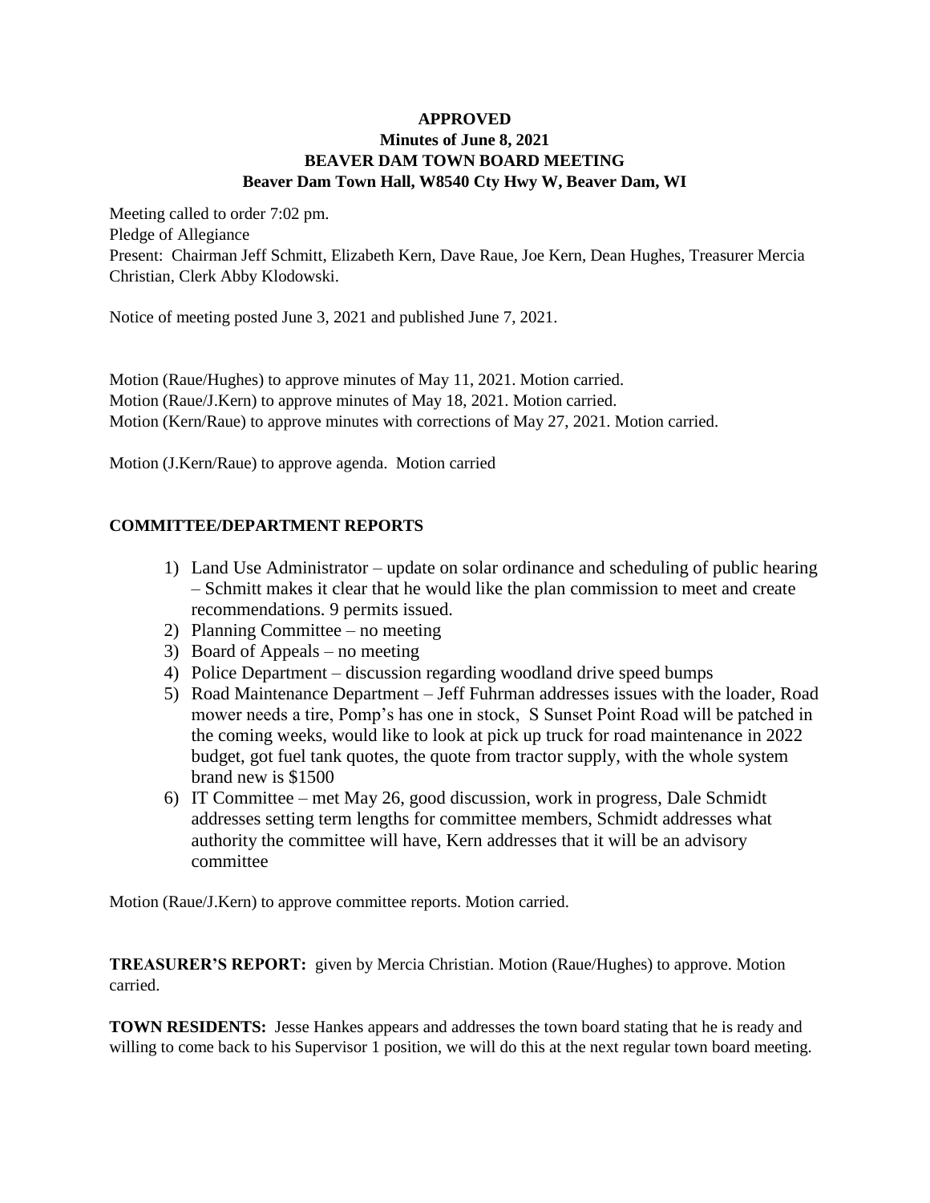**APPROVED**
**Minutes of June 8, 2021**
**BEAVER DAM TOWN BOARD MEETING**
**Beaver Dam Town Hall, W8540 Cty Hwy W, Beaver Dam, WI**

Meeting called to order 7:02 pm.
Pledge of Allegiance
Present: Chairman Jeff Schmitt, Elizabeth Kern, Dave Raue, Joe Kern, Dean Hughes, Treasurer Mercia Christian, Clerk Abby Klodowski.

Notice of meeting posted June 3, 2021 and published June 7, 2021.

Motion (Raue/Hughes) to approve minutes of May 11, 2021. Motion carried.
Motion (Raue/J.Kern) to approve minutes of May 18, 2021. Motion carried.
Motion (Kern/Raue) to approve minutes with corrections of May 27, 2021. Motion carried.

Motion (J.Kern/Raue) to approve agenda. Motion carried

**COMMITTEE/DEPARTMENT REPORTS**

1) Land Use Administrator – update on solar ordinance and scheduling of public hearing – Schmitt makes it clear that he would like the plan commission to meet and create recommendations. 9 permits issued.
2) Planning Committee – no meeting
3) Board of Appeals – no meeting
4) Police Department – discussion regarding woodland drive speed bumps
5) Road Maintenance Department – Jeff Fuhrman addresses issues with the loader, Road mower needs a tire, Pomp's has one in stock, S Sunset Point Road will be patched in the coming weeks, would like to look at pick up truck for road maintenance in 2022 budget, got fuel tank quotes, the quote from tractor supply, with the whole system brand new is $1500
6) IT Committee – met May 26, good discussion, work in progress, Dale Schmidt addresses setting term lengths for committee members, Schmidt addresses what authority the committee will have, Kern addresses that it will be an advisory committee

Motion (Raue/J.Kern) to approve committee reports. Motion carried.

**TREASURER'S REPORT:** given by Mercia Christian. Motion (Raue/Hughes) to approve. Motion carried.

**TOWN RESIDENTS:** Jesse Hankes appears and addresses the town board stating that he is ready and willing to come back to his Supervisor 1 position, we will do this at the next regular town board meeting.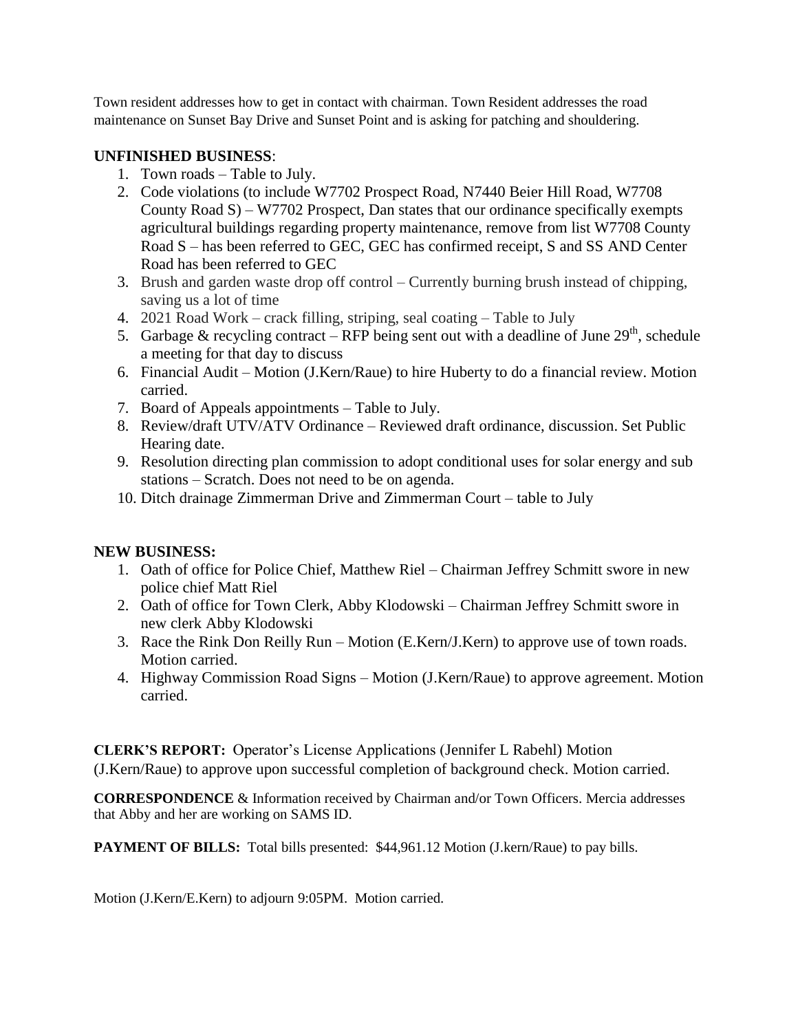Town resident addresses how to get in contact with chairman. Town Resident addresses the road maintenance on Sunset Bay Drive and Sunset Point and is asking for patching and shouldering.

**UNFINISHED BUSINESS**:

1. Town roads – Table to July.
2. Code violations (to include W7702 Prospect Road, N7440 Beier Hill Road, W7708 County Road S) – W7702 Prospect, Dan states that our ordinance specifically exempts agricultural buildings regarding property maintenance, remove from list W7708 County Road S – has been referred to GEC, GEC has confirmed receipt, S and SS AND Center Road has been referred to GEC
3. Brush and garden waste drop off control – Currently burning brush instead of chipping, saving us a lot of time
4. 2021 Road Work – crack filling, striping, seal coating – Table to July
5. Garbage & recycling contract – RFP being sent out with a deadline of June 29th, schedule a meeting for that day to discuss
6. Financial Audit – Motion (J.Kern/Raue) to hire Huberty to do a financial review. Motion carried.
7. Board of Appeals appointments – Table to July.
8. Review/draft UTV/ATV Ordinance – Reviewed draft ordinance, discussion. Set Public Hearing date.
9. Resolution directing plan commission to adopt conditional uses for solar energy and sub stations – Scratch. Does not need to be on agenda.
10. Ditch drainage Zimmerman Drive and Zimmerman Court – table to July

**NEW BUSINESS:**

1. Oath of office for Police Chief, Matthew Riel – Chairman Jeffrey Schmitt swore in new police chief Matt Riel
2. Oath of office for Town Clerk, Abby Klodowski – Chairman Jeffrey Schmitt swore in new clerk Abby Klodowski
3. Race the Rink Don Reilly Run – Motion (E.Kern/J.Kern) to approve use of town roads. Motion carried.
4. Highway Commission Road Signs – Motion (J.Kern/Raue) to approve agreement. Motion carried.

**CLERK'S REPORT:** Operator's License Applications (Jennifer L Rabehl) Motion (J.Kern/Raue) to approve upon successful completion of background check. Motion carried.

**CORRESPONDENCE** & Information received by Chairman and/or Town Officers. Mercia addresses that Abby and her are working on SAMS ID.

**PAYMENT OF BILLS:** Total bills presented: $44,961.12 Motion (J.kern/Raue) to pay bills.

Motion (J.Kern/E.Kern) to adjourn 9:05PM. Motion carried.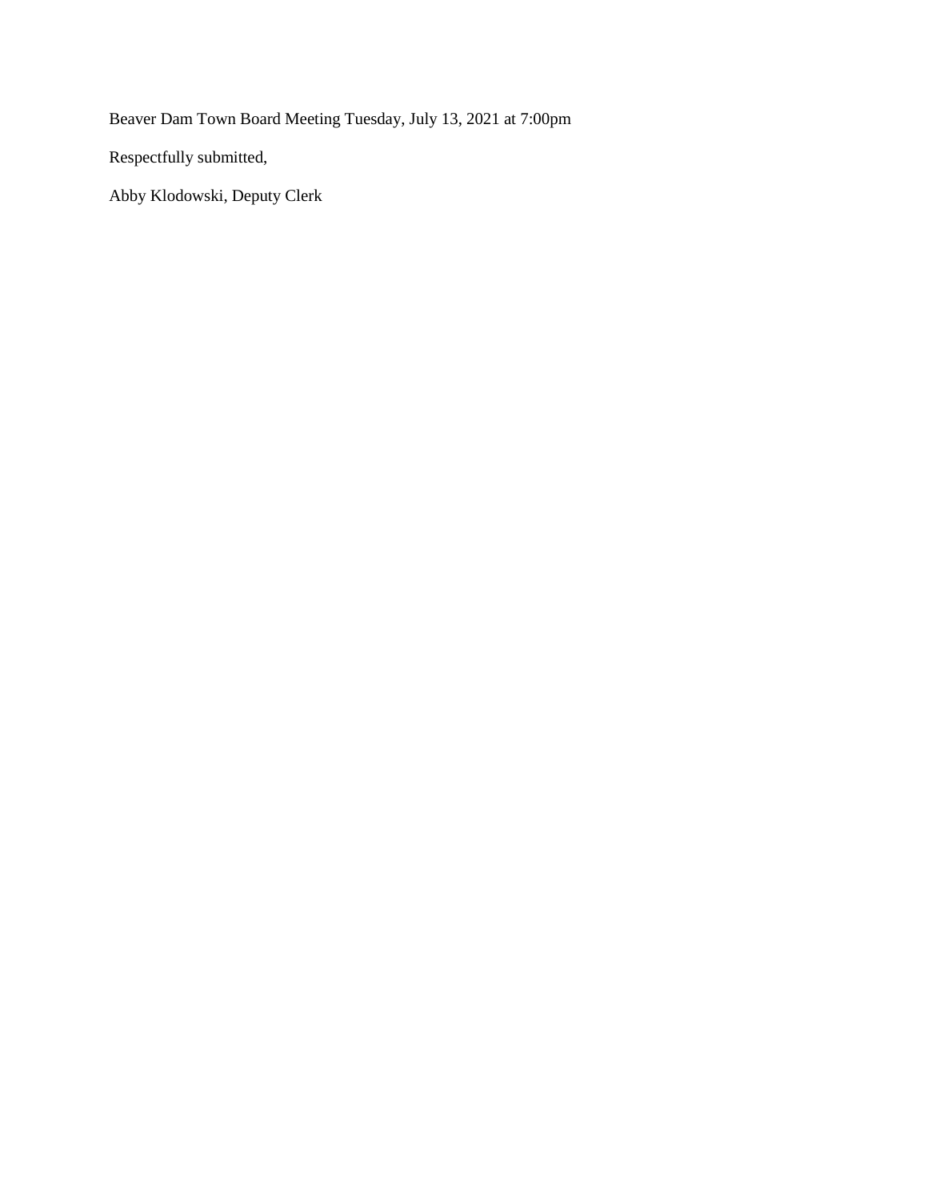Beaver Dam Town Board Meeting Tuesday, July 13, 2021 at 7:00pm

Respectfully submitted,

Abby Klodowski, Deputy Clerk